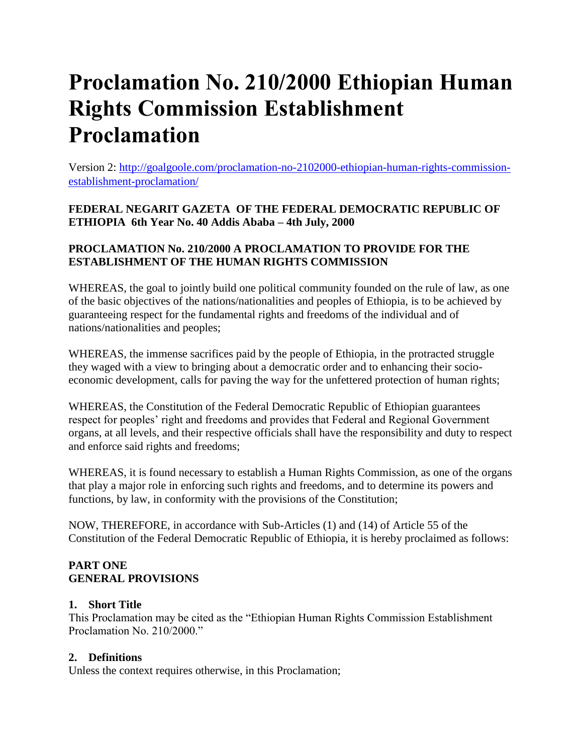# Proclamation No. 210/2000 Ethiopian Human Rights Commission Establishment Proclamation

Version 2: [http://goalgoole.com/proclamation-no-2102000-ethiopian-human-rights-commission-establishment-proclamation/](http://goalgoole.com/proclamation-no-2102000-ethiopian-human-rights-commission-establishment-proclamation/)

**FEDERAL NEGARIT GAZETA OF THE FEDERAL DEMOCRATIC REPUBLIC OF ETHIOPIA 6th Year No. 40 Addis Ababa – 4th July, 2000**

**PROCLAMATION No. 210/2000 A PROCLAMATION TO PROVIDE FOR THE ESTABLISHMENT OF THE HUMAN RIGHTS COMMISSION**

WHEREAS, the goal to jointly build one political community founded on the rule of law, as one of the basic objectives of the nations/nationalities and peoples of Ethiopia, is to be achieved by guaranteeing respect for the fundamental rights and freedoms of the individual and of nations/nationalities and peoples;

WHEREAS, the immense sacrifices paid by the people of Ethiopia, in the protracted struggle they waged with a view to bringing about a democratic order and to enhancing their socio-economic development, calls for paving the way for the unfettered protection of human rights;

WHEREAS, the Constitution of the Federal Democratic Republic of Ethiopian guarantees respect for peoples' right and freedoms and provides that Federal and Regional Government organs, at all levels, and their respective officials shall have the responsibility and duty to respect and enforce said rights and freedoms;

WHEREAS, it is found necessary to establish a Human Rights Commission, as one of the organs that play a major role in enforcing such rights and freedoms, and to determine its powers and functions, by law, in conformity with the provisions of the Constitution;

NOW, THEREFORE, in accordance with Sub-Articles (1) and (14) of Article 55 of the Constitution of the Federal Democratic Republic of Ethiopia, it is hereby proclaimed as follows:

**PART ONE**
**GENERAL PROVISIONS**

**1. Short Title**

This Proclamation may be cited as the "Ethiopian Human Rights Commission Establishment Proclamation No. 210/2000."

**2. Definitions**

Unless the context requires otherwise, in this Proclamation;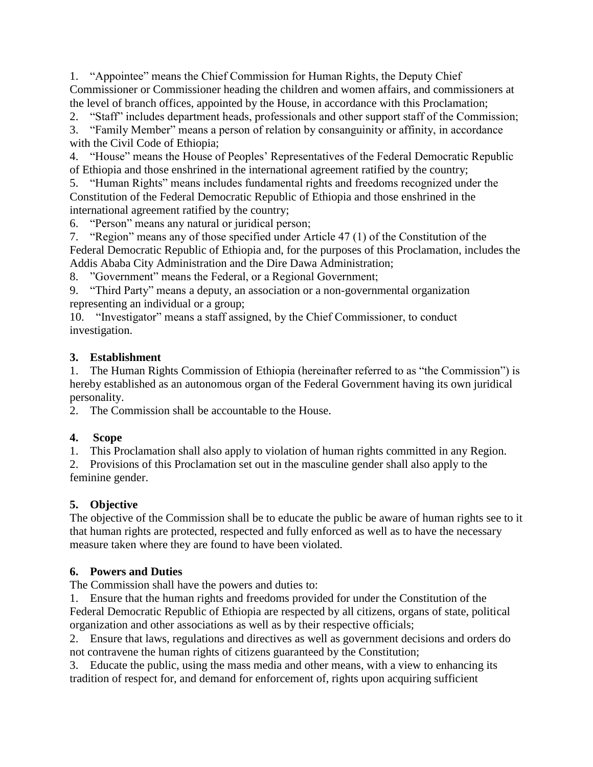1. "Appointee" means the Chief Commission for Human Rights, the Deputy Chief Commissioner or Commissioner heading the children and women affairs, and commissioners at the level of branch offices, appointed by the House, in accordance with this Proclamation;
2. "Staff" includes department heads, professionals and other support staff of the Commission;
3. "Family Member" means a person of relation by consanguinity or affinity, in accordance with the Civil Code of Ethiopia;
4. "House" means the House of Peoples' Representatives of the Federal Democratic Republic of Ethiopia and those enshrined in the international agreement ratified by the country;
5. "Human Rights" means includes fundamental rights and freedoms recognized under the Constitution of the Federal Democratic Republic of Ethiopia and those enshrined in the international agreement ratified by the country;
6. "Person" means any natural or juridical person;
7. "Region" means any of those specified under Article 47 (1) of the Constitution of the Federal Democratic Republic of Ethiopia and, for the purposes of this Proclamation, includes the Addis Ababa City Administration and the Dire Dawa Administration;
8. "Government" means the Federal, or a Regional Government;
9. "Third Party" means a deputy, an association or a non-governmental organization representing an individual or a group;
10. "Investigator" means a staff assigned, by the Chief Commissioner, to conduct investigation.

### 3. Establishment

1. The Human Rights Commission of Ethiopia (hereinafter referred to as "the Commission") is hereby established as an autonomous organ of the Federal Government having its own juridical personality.
2. The Commission shall be accountable to the House.

### 4. Scope

1. This Proclamation shall also apply to violation of human rights committed in any Region.
2. Provisions of this Proclamation set out in the masculine gender shall also apply to the feminine gender.

### 5. Objective

The objective of the Commission shall be to educate the public be aware of human rights see to it that human rights are protected, respected and fully enforced as well as to have the necessary measure taken where they are found to have been violated.

### 6. Powers and Duties

The Commission shall have the powers and duties to:

1. Ensure that the human rights and freedoms provided for under the Constitution of the Federal Democratic Republic of Ethiopia are respected by all citizens, organs of state, political organization and other associations as well as by their respective officials;
2. Ensure that laws, regulations and directives as well as government decisions and orders do not contravene the human rights of citizens guaranteed by the Constitution;
3. Educate the public, using the mass media and other means, with a view to enhancing its tradition of respect for, and demand for enforcement of, rights upon acquiring sufficient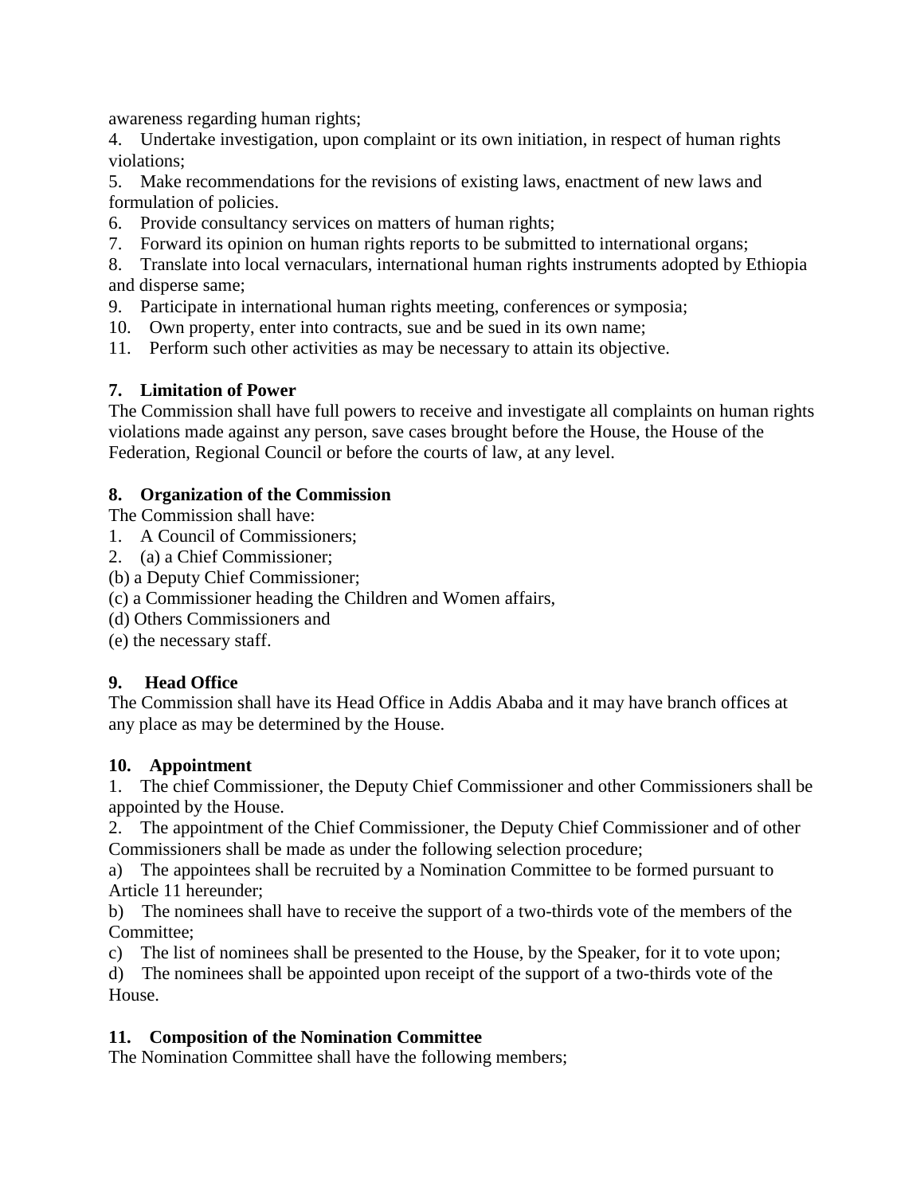awareness regarding human rights;

4. Undertake investigation, upon complaint or its own initiation, in respect of human rights violations;
5. Make recommendations for the revisions of existing laws, enactment of new laws and formulation of policies.
6. Provide consultancy services on matters of human rights;
7. Forward its opinion on human rights reports to be submitted to international organs;
8. Translate into local vernaculars, international human rights instruments adopted by Ethiopia and disperse same;
9. Participate in international human rights meeting, conferences or symposia;
10. Own property, enter into contracts, sue and be sued in its own name;
11. Perform such other activities as may be necessary to attain its objective.

**7. Limitation of Power**

The Commission shall have full powers to receive and investigate all complaints on human rights violations made against any person, save cases brought before the House, the House of the Federation, Regional Council or before the courts of law, at any level.

**8. Organization of the Commission**

The Commission shall have:

1. A Council of Commissioners;
2. (a) a Chief Commissioner;

(b) a Deputy Chief Commissioner;

(c) a Commissioner heading the Children and Women affairs,

(d) Others Commissioners and

(e) the necessary staff.

**9. Head Office**

The Commission shall have its Head Office in Addis Ababa and it may have branch offices at any place as may be determined by the House.

**10. Appointment**

1. The chief Commissioner, the Deputy Chief Commissioner and other Commissioners shall be appointed by the House.
2. The appointment of the Chief Commissioner, the Deputy Chief Commissioner and of other Commissioners shall be made as under the following selection procedure;

a) The appointees shall be recruited by a Nomination Committee to be formed pursuant to Article 11 hereunder;

b) The nominees shall have to receive the support of a two-thirds vote of the members of the Committee;

c) The list of nominees shall be presented to the House, by the Speaker, for it to vote upon;

d) The nominees shall be appointed upon receipt of the support of a two-thirds vote of the House.

**11. Composition of the Nomination Committee**

The Nomination Committee shall have the following members;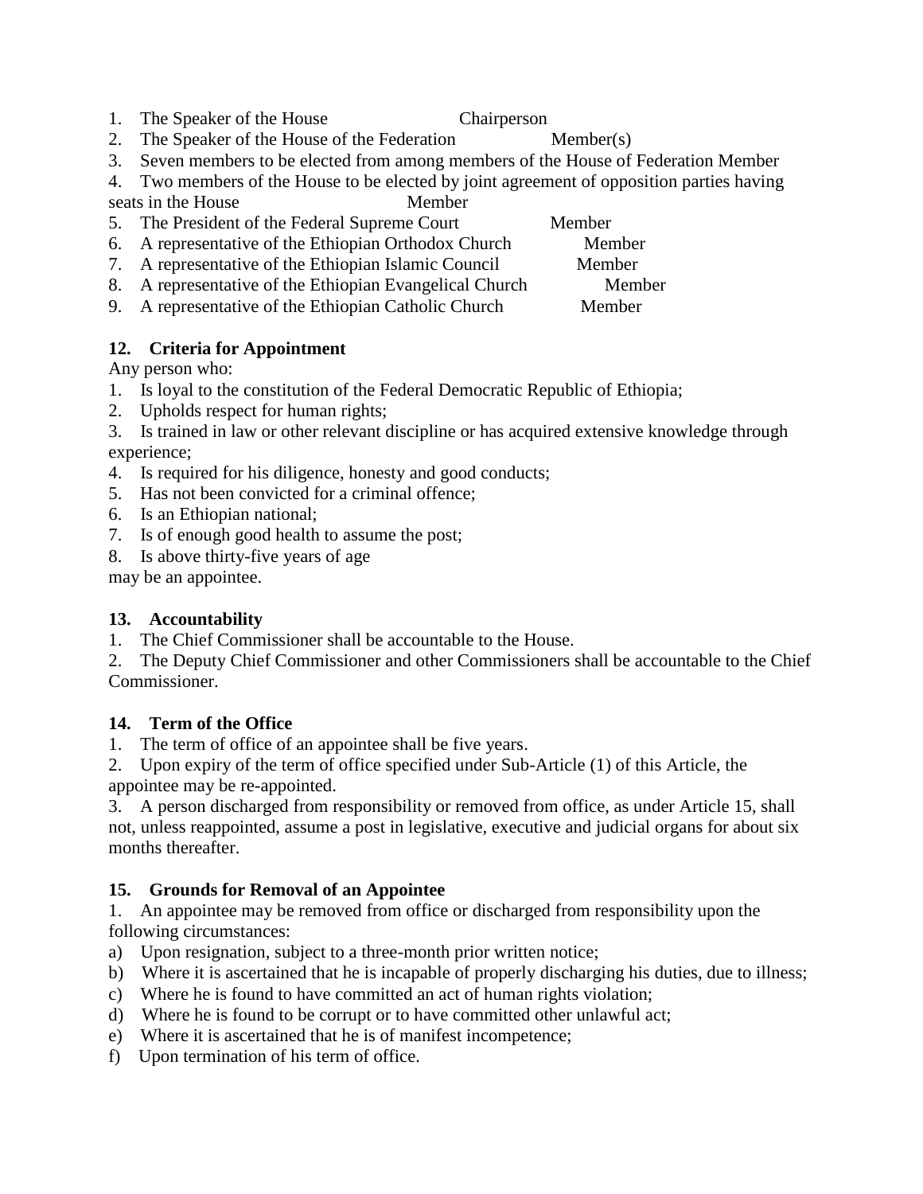1. The Speaker of the House Chairperson
2. The Speaker of the House of the Federation Member(s)
3. Seven members to be elected from among members of the House of Federation Member
4. Two members of the House to be elected by joint agreement of opposition parties having seats in the House Member
5. The President of the Federal Supreme Court Member
6. A representative of the Ethiopian Orthodox Church Member
7. A representative of the Ethiopian Islamic Council Member
8. A representative of the Ethiopian Evangelical Church Member
9. A representative of the Ethiopian Catholic Church Member

**12. Criteria for Appointment**

Any person who:

1. Is loyal to the constitution of the Federal Democratic Republic of Ethiopia;
2. Upholds respect for human rights;
3. Is trained in law or other relevant discipline or has acquired extensive knowledge through experience;
4. Is required for his diligence, honesty and good conducts;
5. Has not been convicted for a criminal offence;
6. Is an Ethiopian national;
7. Is of enough good health to assume the post;
8. Is above thirty-five years of age

may be an appointee.

**13. Accountability**

1. The Chief Commissioner shall be accountable to the House.
2. The Deputy Chief Commissioner and other Commissioners shall be accountable to the Chief Commissioner.

**14. Term of the Office**

1. The term of office of an appointee shall be five years.
2. Upon expiry of the term of office specified under Sub-Article (1) of this Article, the appointee may be re-appointed.
3. A person discharged from responsibility or removed from office, as under Article 15, shall not, unless reappointed, assume a post in legislative, executive and judicial organs for about six months thereafter.

**15. Grounds for Removal of an Appointee**

1. An appointee may be removed from office or discharged from responsibility upon the following circumstances:

a) Upon resignation, subject to a three-month prior written notice;
b) Where it is ascertained that he is incapable of properly discharging his duties, due to illness;
c) Where he is found to have committed an act of human rights violation;
d) Where he is found to be corrupt or to have committed other unlawful act;
e) Where it is ascertained that he is of manifest incompetence;
f) Upon termination of his term of office.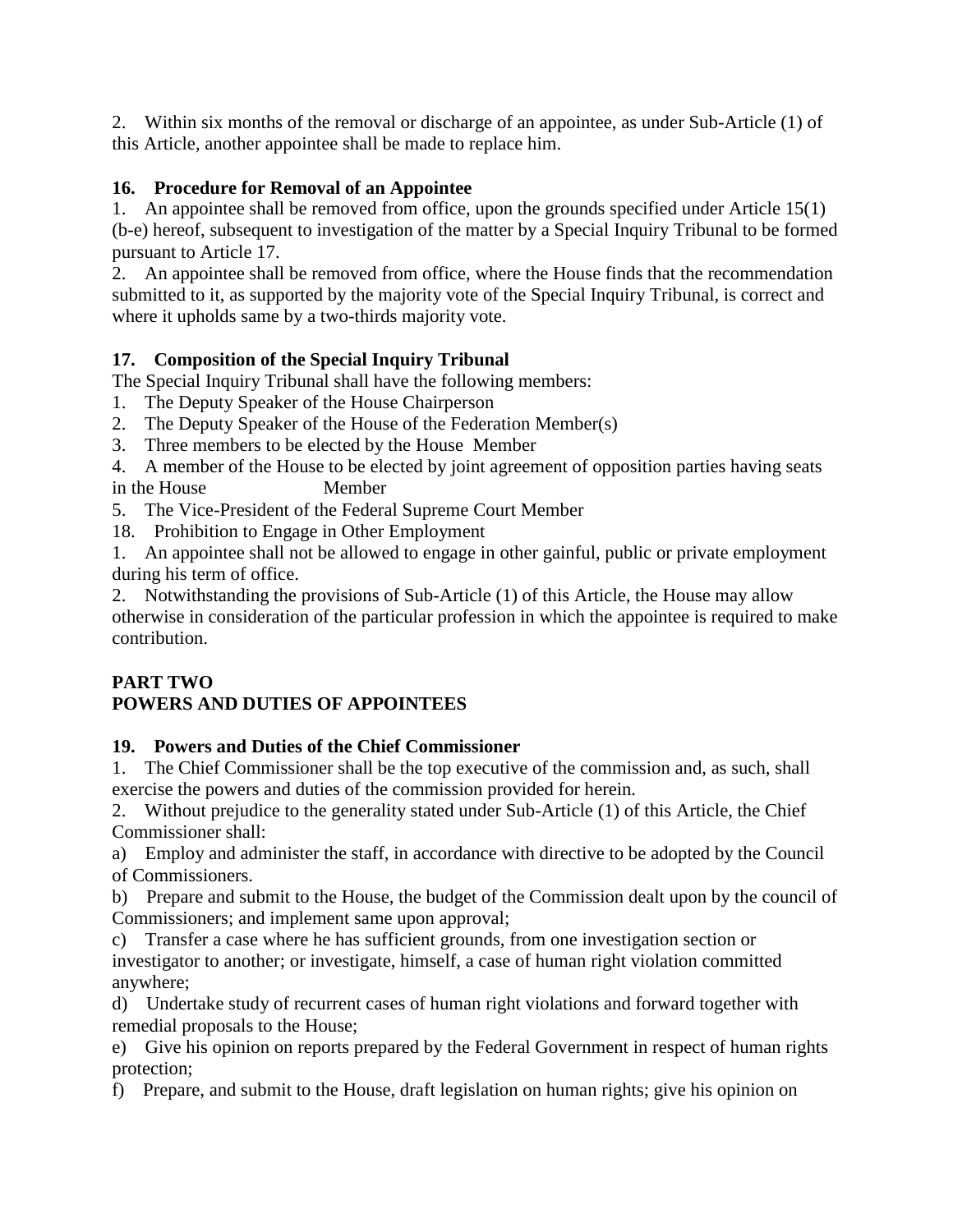2. Within six months of the removal or discharge of an appointee, as under Sub-Article (1) of this Article, another appointee shall be made to replace him.

### 16. Procedure for Removal of an Appointee

1. An appointee shall be removed from office, upon the grounds specified under Article 15(1) (b-e) hereof, subsequent to investigation of the matter by a Special Inquiry Tribunal to be formed pursuant to Article 17.
2. An appointee shall be removed from office, where the House finds that the recommendation submitted to it, as supported by the majority vote of the Special Inquiry Tribunal, is correct and where it upholds same by a two-thirds majority vote.

### 17. Composition of the Special Inquiry Tribunal

The Special Inquiry Tribunal shall have the following members:

1. The Deputy Speaker of the House Chairperson
2. The Deputy Speaker of the House of the Federation Member(s)
3. Three members to be elected by the House Member
4. A member of the House to be elected by joint agreement of opposition parties having seats in the House Member
5. The Vice-President of the Federal Supreme Court Member

18. Prohibition to Engage in Other Employment

1. An appointee shall not be allowed to engage in other gainful, public or private employment during his term of office.
2. Notwithstanding the provisions of Sub-Article (1) of this Article, the House may allow otherwise in consideration of the particular profession in which the appointee is required to make contribution.

## PART TWO
## POWERS AND DUTIES OF APPOINTEES

### 19. Powers and Duties of the Chief Commissioner

1. The Chief Commissioner shall be the top executive of the commission and, as such, shall exercise the powers and duties of the commission provided for herein.
2. Without prejudice to the generality stated under Sub-Article (1) of this Article, the Chief Commissioner shall:

a) Employ and administer the staff, in accordance with directive to be adopted by the Council of Commissioners.

b) Prepare and submit to the House, the budget of the Commission dealt upon by the council of Commissioners; and implement same upon approval;

c) Transfer a case where he has sufficient grounds, from one investigation section or investigator to another; or investigate, himself, a case of human right violation committed anywhere;

d) Undertake study of recurrent cases of human right violations and forward together with remedial proposals to the House;

e) Give his opinion on reports prepared by the Federal Government in respect of human rights protection;

f) Prepare, and submit to the House, draft legislation on human rights; give his opinion on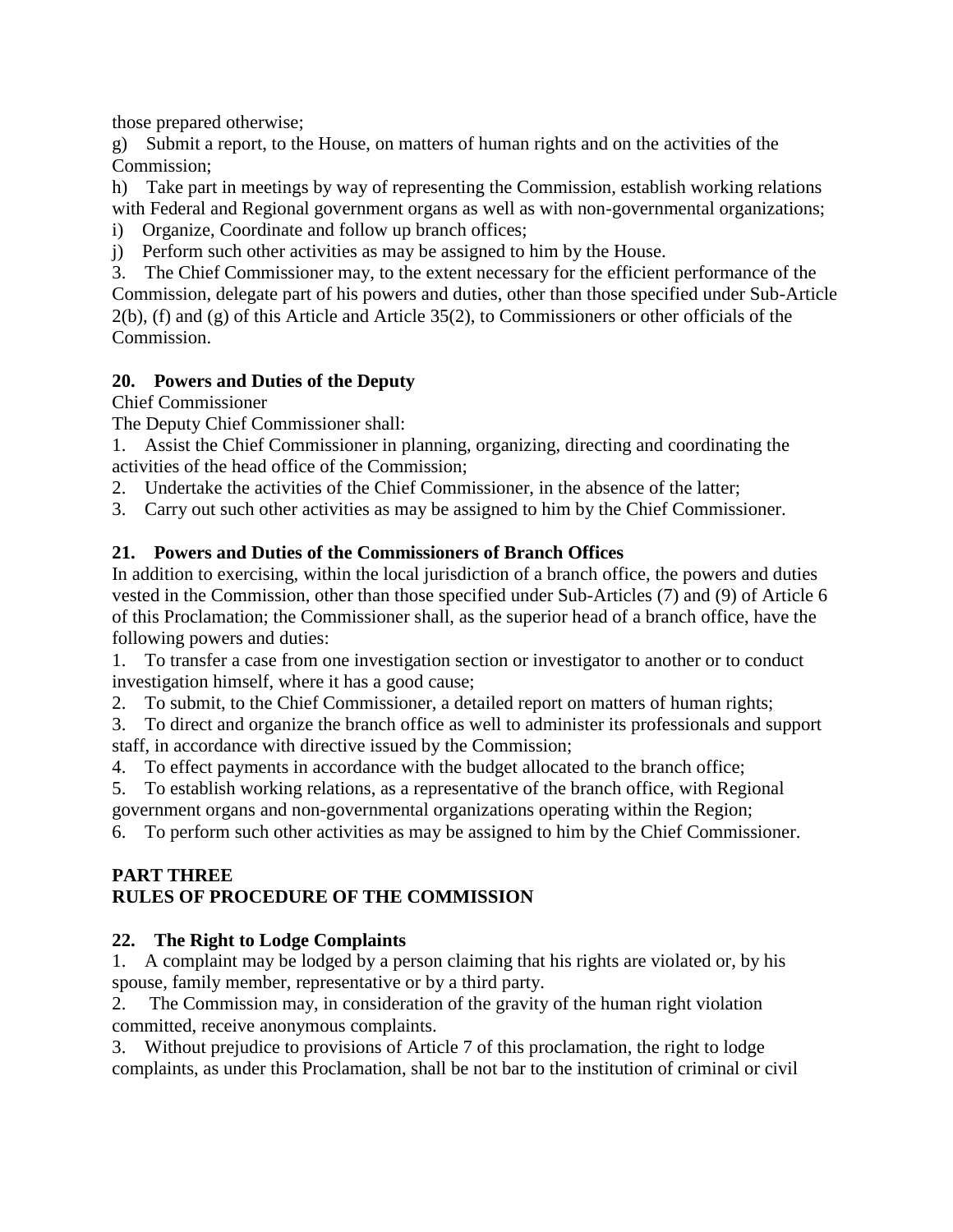those prepared otherwise;

g) Submit a report, to the House, on matters of human rights and on the activities of the Commission;

h) Take part in meetings by way of representing the Commission, establish working relations with Federal and Regional government organs as well as with non-governmental organizations;

i) Organize, Coordinate and follow up branch offices;

j) Perform such other activities as may be assigned to him by the House.

3. The Chief Commissioner may, to the extent necessary for the efficient performance of the Commission, delegate part of his powers and duties, other than those specified under Sub-Article 2(b), (f) and (g) of this Article and Article 35(2), to Commissioners or other officials of the Commission.

**20. Powers and Duties of the Deputy**
Chief Commissioner

The Deputy Chief Commissioner shall:

1. Assist the Chief Commissioner in planning, organizing, directing and coordinating the activities of the head office of the Commission;
2. Undertake the activities of the Chief Commissioner, in the absence of the latter;
3. Carry out such other activities as may be assigned to him by the Chief Commissioner.

**21. Powers and Duties of the Commissioners of Branch Offices**

In addition to exercising, within the local jurisdiction of a branch office, the powers and duties vested in the Commission, other than those specified under Sub-Articles (7) and (9) of Article 6 of this Proclamation; the Commissioner shall, as the superior head of a branch office, have the following powers and duties:

1. To transfer a case from one investigation section or investigator to another or to conduct investigation himself, where it has a good cause;
2. To submit, to the Chief Commissioner, a detailed report on matters of human rights;
3. To direct and organize the branch office as well to administer its professionals and support staff, in accordance with directive issued by the Commission;
4. To effect payments in accordance with the budget allocated to the branch office;
5. To establish working relations, as a representative of the branch office, with Regional government organs and non-governmental organizations operating within the Region;
6. To perform such other activities as may be assigned to him by the Chief Commissioner.

**PART THREE**
**RULES OF PROCEDURE OF THE COMMISSION**

**22. The Right to Lodge Complaints**

1. A complaint may be lodged by a person claiming that his rights are violated or, by his spouse, family member, representative or by a third party.
2. The Commission may, in consideration of the gravity of the human right violation committed, receive anonymous complaints.
3. Without prejudice to provisions of Article 7 of this proclamation, the right to lodge complaints, as under this Proclamation, shall be not bar to the institution of criminal or civil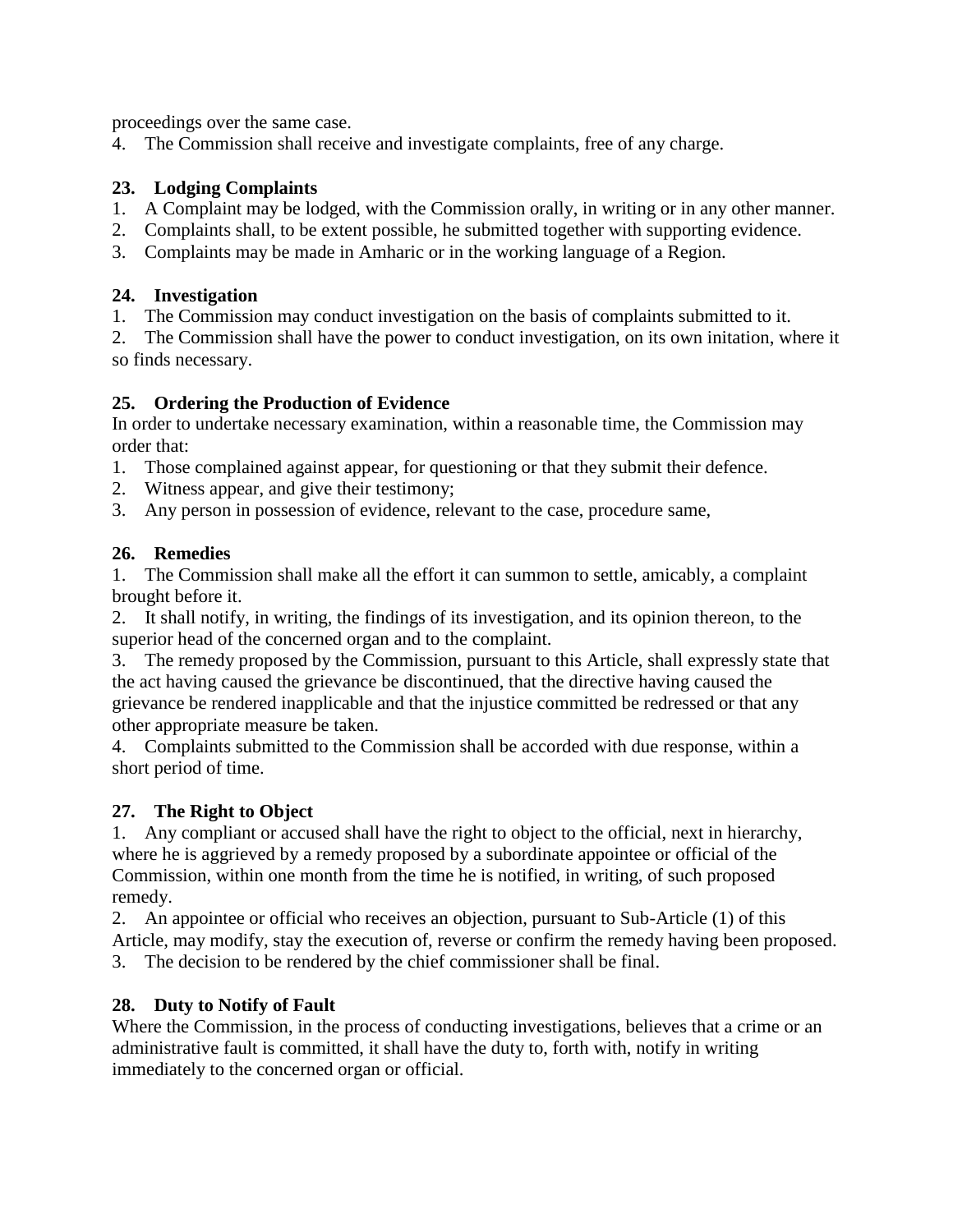proceedings over the same case.

4. The Commission shall receive and investigate complaints, free of any charge.

### 23. Lodging Complaints

1. A Complaint may be lodged, with the Commission orally, in writing or in any other manner.
2. Complaints shall, to be extent possible, he submitted together with supporting evidence.
3. Complaints may be made in Amharic or in the working language of a Region.

### 24. Investigation

1. The Commission may conduct investigation on the basis of complaints submitted to it.
2. The Commission shall have the power to conduct investigation, on its own initation, where it so finds necessary.

### 25. Ordering the Production of Evidence

In order to undertake necessary examination, within a reasonable time, the Commission may order that:

1. Those complained against appear, for questioning or that they submit their defence.
2. Witness appear, and give their testimony;
3. Any person in possession of evidence, relevant to the case, procedure same,

### 26. Remedies

1. The Commission shall make all the effort it can summon to settle, amicably, a complaint brought before it.
2. It shall notify, in writing, the findings of its investigation, and its opinion thereon, to the superior head of the concerned organ and to the complaint.
3. The remedy proposed by the Commission, pursuant to this Article, shall expressly state that the act having caused the grievance be discontinued, that the directive having caused the grievance be rendered inapplicable and that the injustice committed be redressed or that any other appropriate measure be taken.
4. Complaints submitted to the Commission shall be accorded with due response, within a short period of time.

### 27. The Right to Object

1. Any compliant or accused shall have the right to object to the official, next in hierarchy, where he is aggrieved by a remedy proposed by a subordinate appointee or official of the Commission, within one month from the time he is notified, in writing, of such proposed remedy.
2. An appointee or official who receives an objection, pursuant to Sub-Article (1) of this Article, may modify, stay the execution of, reverse or confirm the remedy having been proposed.
3. The decision to be rendered by the chief commissioner shall be final.

### 28. Duty to Notify of Fault

Where the Commission, in the process of conducting investigations, believes that a crime or an administrative fault is committed, it shall have the duty to, forth with, notify in writing immediately to the concerned organ or official.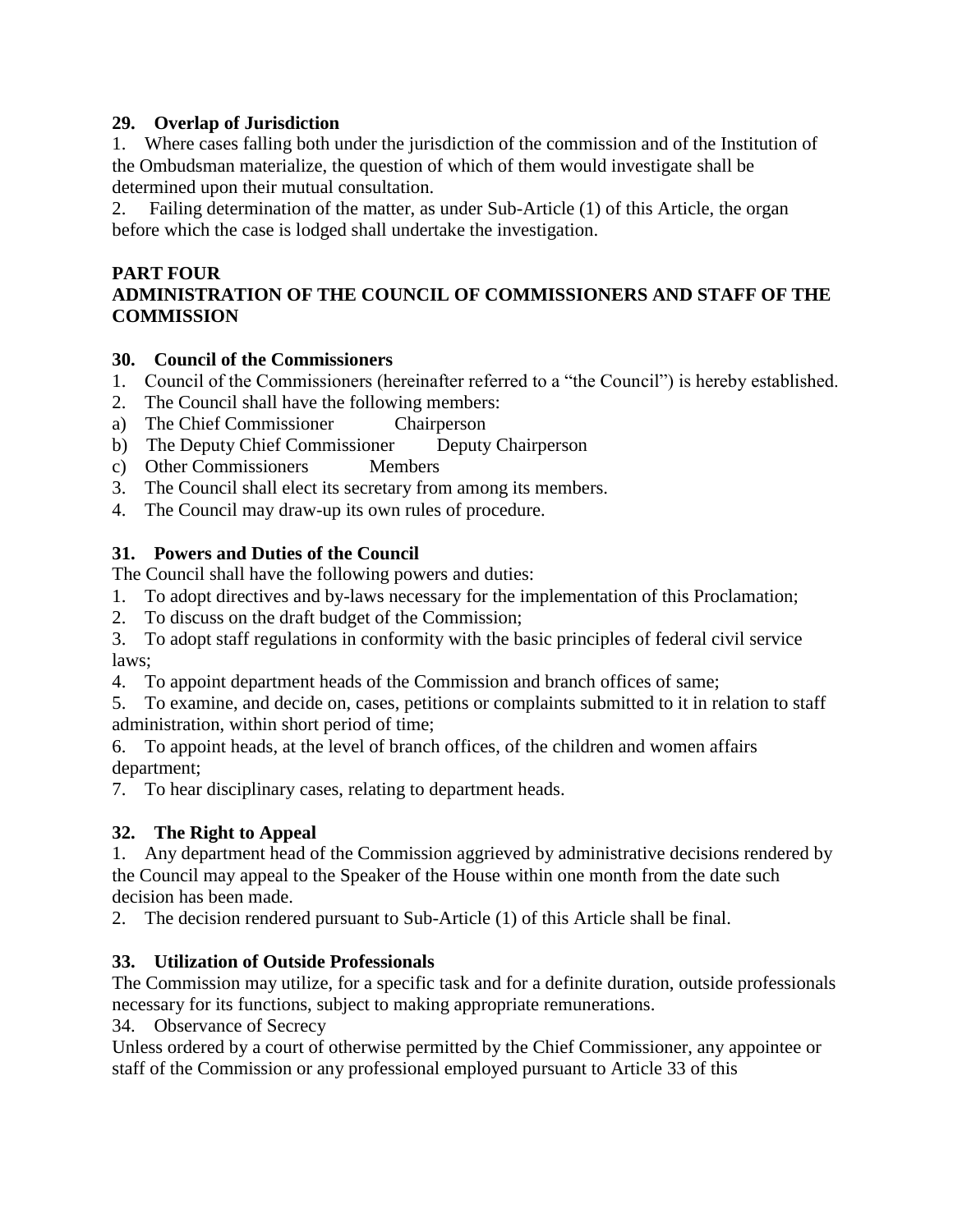**29. Overlap of Jurisdiction**

1. Where cases falling both under the jurisdiction of the commission and of the Institution of the Ombudsman materialize, the question of which of them would investigate shall be determined upon their mutual consultation.
2. Failing determination of the matter, as under Sub-Article (1) of this Article, the organ before which the case is lodged shall undertake the investigation.

**PART FOUR**
**ADMINISTRATION OF THE COUNCIL OF COMMISSIONERS AND STAFF OF THE COMMISSION**

**30. Council of the Commissioners**

1. Council of the Commissioners (hereinafter referred to a "the Council") is hereby established.
2. The Council shall have the following members:
   a) The Chief Commissioner Chairperson
   b) The Deputy Chief Commissioner Deputy Chairperson
   c) Other Commissioners Members
3. The Council shall elect its secretary from among its members.
4. The Council may draw-up its own rules of procedure.

**31. Powers and Duties of the Council**

The Council shall have the following powers and duties:

1. To adopt directives and by-laws necessary for the implementation of this Proclamation;
2. To discuss on the draft budget of the Commission;
3. To adopt staff regulations in conformity with the basic principles of federal civil service laws;
4. To appoint department heads of the Commission and branch offices of same;
5. To examine, and decide on, cases, petitions or complaints submitted to it in relation to staff administration, within short period of time;
6. To appoint heads, at the level of branch offices, of the children and women affairs department;
7. To hear disciplinary cases, relating to department heads.

**32. The Right to Appeal**

1. Any department head of the Commission aggrieved by administrative decisions rendered by the Council may appeal to the Speaker of the House within one month from the date such decision has been made.
2. The decision rendered pursuant to Sub-Article (1) of this Article shall be final.

**33. Utilization of Outside Professionals**

The Commission may utilize, for a specific task and for a definite duration, outside professionals necessary for its functions, subject to making appropriate remunerations.

34. Observance of Secrecy

Unless ordered by a court of otherwise permitted by the Chief Commissioner, any appointee or staff of the Commission or any professional employed pursuant to Article 33 of this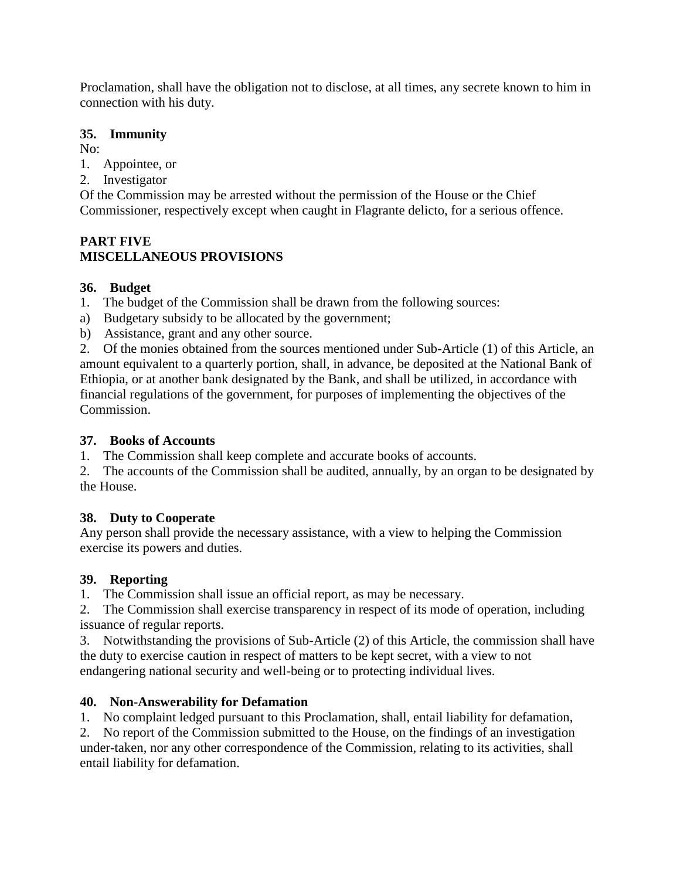Proclamation, shall have the obligation not to disclose, at all times, any secrete known to him in connection with his duty.

**35. Immunity**

No:

1. Appointee, or
2. Investigator

Of the Commission may be arrested without the permission of the House or the Chief Commissioner, respectively except when caught in Flagrante delicto, for a serious offence.

## PART FIVE
## MISCELLANEOUS PROVISIONS

**36. Budget**

1. The budget of the Commission shall be drawn from the following sources:

a) Budgetary subsidy to be allocated by the government;

b) Assistance, grant and any other source.

2. Of the monies obtained from the sources mentioned under Sub-Article (1) of this Article, an amount equivalent to a quarterly portion, shall, in advance, be deposited at the National Bank of Ethiopia, or at another bank designated by the Bank, and shall be utilized, in accordance with financial regulations of the government, for purposes of implementing the objectives of the Commission.

**37. Books of Accounts**

1. The Commission shall keep complete and accurate books of accounts.
2. The accounts of the Commission shall be audited, annually, by an organ to be designated by the House.

**38. Duty to Cooperate**

Any person shall provide the necessary assistance, with a view to helping the Commission exercise its powers and duties.

**39. Reporting**

1. The Commission shall issue an official report, as may be necessary.
2. The Commission shall exercise transparency in respect of its mode of operation, including issuance of regular reports.
3. Notwithstanding the provisions of Sub-Article (2) of this Article, the commission shall have the duty to exercise caution in respect of matters to be kept secret, with a view to not endangering national security and well-being or to protecting individual lives.

**40. Non-Answerability for Defamation**

1. No complaint ledged pursuant to this Proclamation, shall, entail liability for defamation,
2. No report of the Commission submitted to the House, on the findings of an investigation under-taken, nor any other correspondence of the Commission, relating to its activities, shall entail liability for defamation.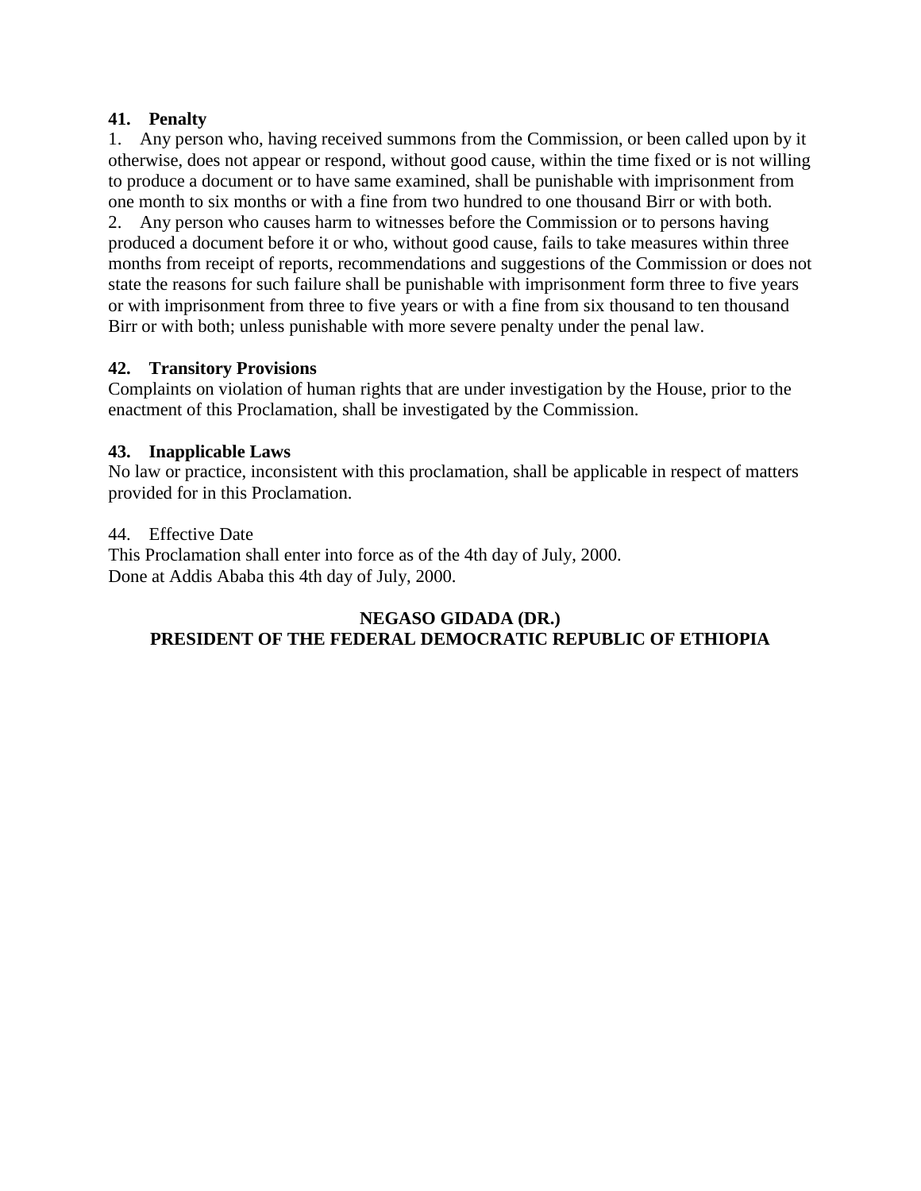**41. Penalty**

1. Any person who, having received summons from the Commission, or been called upon by it otherwise, does not appear or respond, without good cause, within the time fixed or is not willing to produce a document or to have same examined, shall be punishable with imprisonment from one month to six months or with a fine from two hundred to one thousand Birr or with both.
2. Any person who causes harm to witnesses before the Commission or to persons having produced a document before it or who, without good cause, fails to take measures within three months from receipt of reports, recommendations and suggestions of the Commission or does not state the reasons for such failure shall be punishable with imprisonment form three to five years or with imprisonment from three to five years or with a fine from six thousand to ten thousand Birr or with both; unless punishable with more severe penalty under the penal law.

**42. Transitory Provisions**

Complaints on violation of human rights that are under investigation by the House, prior to the enactment of this Proclamation, shall be investigated by the Commission.

**43. Inapplicable Laws**

No law or practice, inconsistent with this proclamation, shall be applicable in respect of matters provided for in this Proclamation.

44. Effective Date

This Proclamation shall enter into force as of the 4th day of July, 2000.
Done at Addis Ababa this 4th day of July, 2000.

**NEGASO GIDADA (DR.)**
**PRESIDENT OF THE FEDERAL DEMOCRATIC REPUBLIC OF ETHIOPIA**